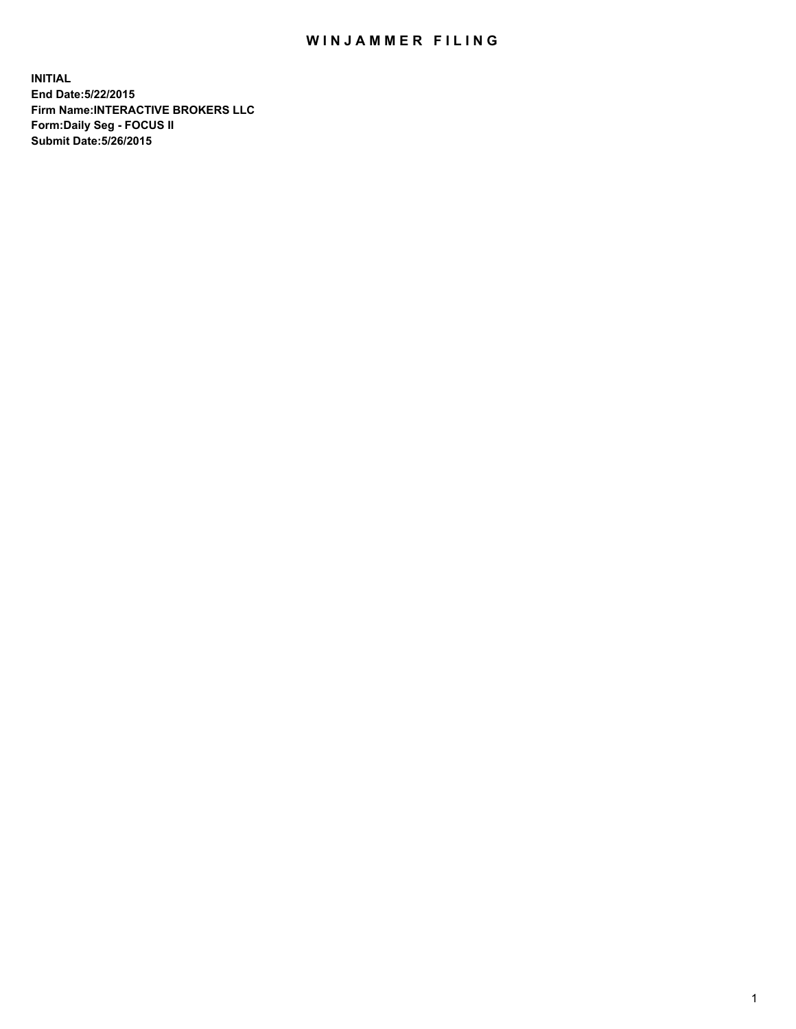# WINJAMMER FILING

**INITIAL**
**End Date:5/22/2015**
**Firm Name:INTERACTIVE BROKERS LLC**
**Form:Daily Seg - FOCUS II**
**Submit Date:5/26/2015**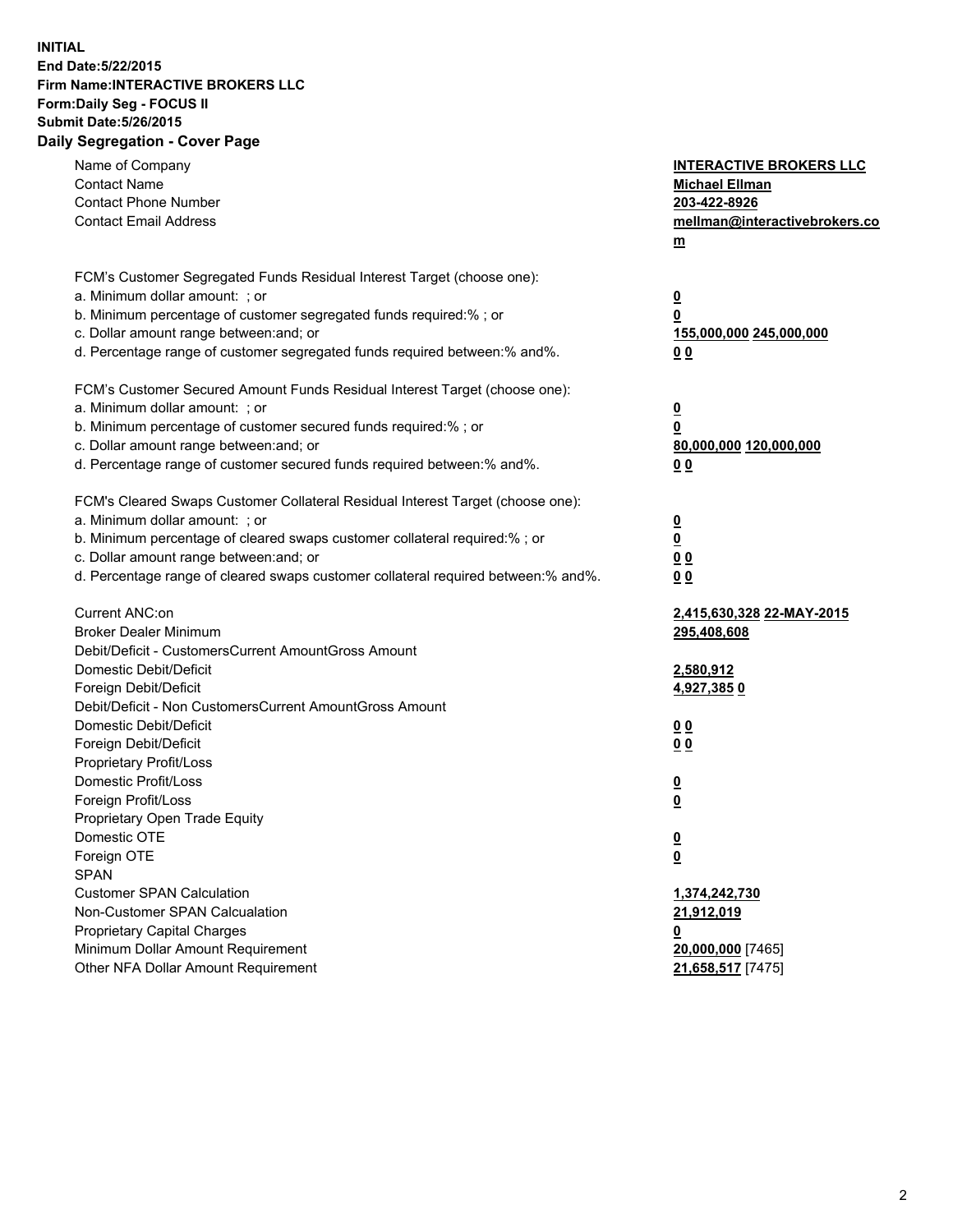**INITIAL**
**End Date:5/22/2015**
**Firm Name:INTERACTIVE BROKERS LLC**
**Form:Daily Seg - FOCUS II**
**Submit Date:5/26/2015**
**Daily Segregation - Cover Page**

| | |
|---|---|
| Name of Company | **INTERACTIVE BROKERS LLC** |
| Contact Name | **Michael Ellman** |
| Contact Phone Number | **203-422-8926** |
| Contact Email Address | **mellman@interactivebrokers.com** |
| | |
| FCM's Customer Segregated Funds Residual Interest Target (choose one): | |
| a. Minimum dollar amount: ; or | **0** |
| b. Minimum percentage of customer segregated funds required:% ; or | **0** |
| c. Dollar amount range between:and; or | **155,000,000 245,000,000** |
| d. Percentage range of customer segregated funds required between:% and%. | **0 0** |
| | |
| FCM's Customer Secured Amount Funds Residual Interest Target (choose one): | |
| a. Minimum dollar amount: ; or | **0** |
| b. Minimum percentage of customer secured funds required:% ; or | **0** |
| c. Dollar amount range between:and; or | **80,000,000 120,000,000** |
| d. Percentage range of customer secured funds required between:% and%. | **0 0** |
| | |
| FCM's Cleared Swaps Customer Collateral Residual Interest Target (choose one): | |
| a. Minimum dollar amount: ; or | **0** |
| b. Minimum percentage of cleared swaps customer collateral required:% ; or | **0** |
| c. Dollar amount range between:and; or | **0 0** |
| d. Percentage range of cleared swaps customer collateral required between:% and%. | **0 0** |
| | |
| Current ANC:on | **2,415,630,328 22-MAY-2015** |
| Broker Dealer Minimum | **295,408,608** |
| Debit/Deficit - CustomersCurrent AmountGross Amount | |
| Domestic Debit/Deficit | **2,580,912** |
| Foreign Debit/Deficit | **4,927,385 0** |
| Debit/Deficit - Non CustomersCurrent AmountGross Amount | |
| Domestic Debit/Deficit | **0 0** |
| Foreign Debit/Deficit | **0 0** |
| Proprietary Profit/Loss | |
| Domestic Profit/Loss | **0** |
| Foreign Profit/Loss | **0** |
| Proprietary Open Trade Equity | |
| Domestic OTE | **0** |
| Foreign OTE | **0** |
| SPAN | |
| Customer SPAN Calculation | **1,374,242,730** |
| Non-Customer SPAN Calcualation | **21,912,019** |
| Proprietary Capital Charges | **0** |
| Minimum Dollar Amount Requirement | **20,000,000** [7465] |
| Other NFA Dollar Amount Requirement | **21,658,517** [7475] |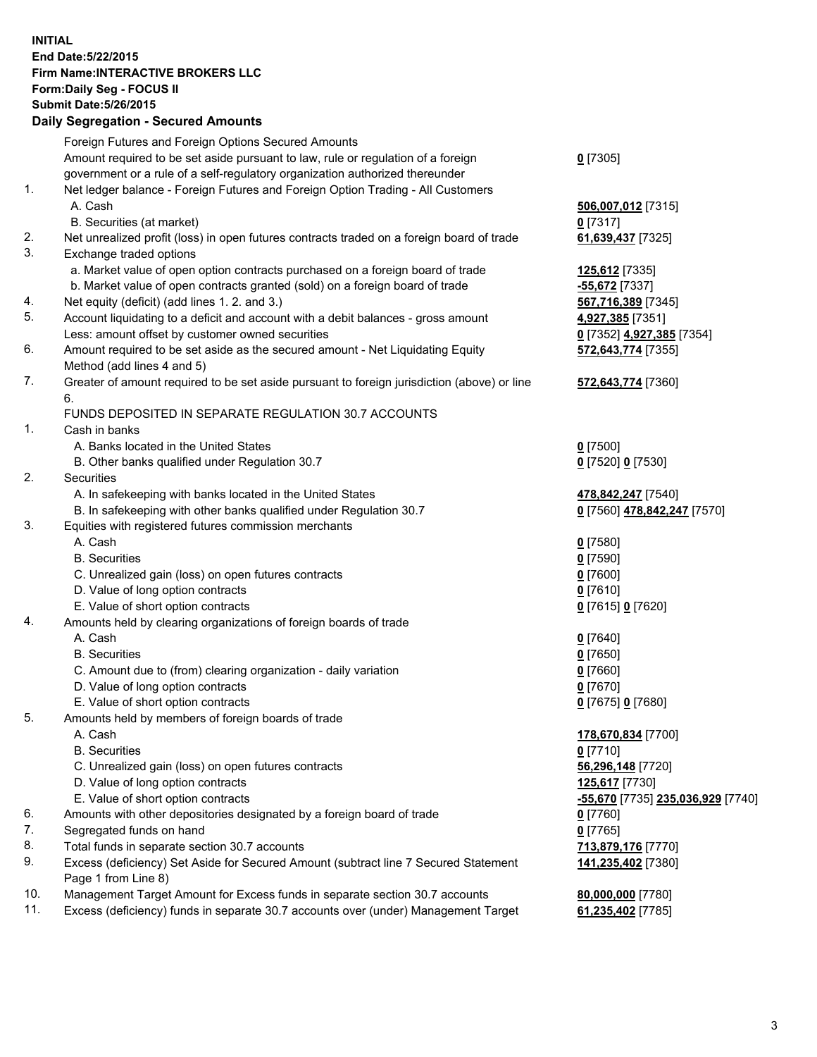**INITIAL**
**End Date:5/22/2015**
**Firm Name:INTERACTIVE BROKERS LLC**
**Form:Daily Seg - FOCUS II**
**Submit Date:5/26/2015**

### Daily Segregation - Secured Amounts

| | | |
|---|---|---|
| | Foreign Futures and Foreign Options Secured Amounts | |
| | Amount required to be set aside pursuant to law, rule or regulation of a foreign government or a rule of a self-regulatory organization authorized thereunder | **0** [7305] |
| 1. | Net ledger balance - Foreign Futures and Foreign Option Trading - All Customers | |
| | A. Cash | **506,007,012** [7315] |
| | B. Securities (at market) | **0** [7317] |
| 2. | Net unrealized profit (loss) in open futures contracts traded on a foreign board of trade | **61,639,437** [7325] |
| 3. | Exchange traded options | |
| | a. Market value of open option contracts purchased on a foreign board of trade | **125,612** [7335] |
| | b. Market value of open contracts granted (sold) on a foreign board of trade | **-55,672** [7337] |
| 4. | Net equity (deficit) (add lines 1. 2. and 3.) | **567,716,389** [7345] |
| 5. | Account liquidating to a deficit and account with a debit balances - gross amount | **4,927,385** [7351] |
| | Less: amount offset by customer owned securities | **0** [7352] **4,927,385** [7354] |
| 6. | Amount required to be set aside as the secured amount - Net Liquidating Equity Method (add lines 4 and 5) | **572,643,774** [7355] |
| 7. | Greater of amount required to be set aside pursuant to foreign jurisdiction (above) or line 6. | **572,643,774** [7360] |
| | FUNDS DEPOSITED IN SEPARATE REGULATION 30.7 ACCOUNTS | |
| 1. | Cash in banks | |
| | A. Banks located in the United States | **0** [7500] |
| | B. Other banks qualified under Regulation 30.7 | **0** [7520] **0** [7530] |
| 2. | Securities | |
| | A. In safekeeping with banks located in the United States | **478,842,247** [7540] |
| | B. In safekeeping with other banks qualified under Regulation 30.7 | **0** [7560] **478,842,247** [7570] |
| 3. | Equities with registered futures commission merchants | |
| | A. Cash | **0** [7580] |
| | B. Securities | **0** [7590] |
| | C. Unrealized gain (loss) on open futures contracts | **0** [7600] |
| | D. Value of long option contracts | **0** [7610] |
| | E. Value of short option contracts | **0** [7615] **0** [7620] |
| 4. | Amounts held by clearing organizations of foreign boards of trade | |
| | A. Cash | **0** [7640] |
| | B. Securities | **0** [7650] |
| | C. Amount due to (from) clearing organization - daily variation | **0** [7660] |
| | D. Value of long option contracts | **0** [7670] |
| | E. Value of short option contracts | **0** [7675] **0** [7680] |
| 5. | Amounts held by members of foreign boards of trade | |
| | A. Cash | **178,670,834** [7700] |
| | B. Securities | **0** [7710] |
| | C. Unrealized gain (loss) on open futures contracts | **56,296,148** [7720] |
| | D. Value of long option contracts | **125,617** [7730] |
| | E. Value of short option contracts | **-55,670** [7735] **235,036,929** [7740] |
| 6. | Amounts with other depositories designated by a foreign board of trade | **0** [7760] |
| 7. | Segregated funds on hand | **0** [7765] |
| 8. | Total funds in separate section 30.7 accounts | **713,879,176** [7770] |
| 9. | Excess (deficiency) Set Aside for Secured Amount (subtract line 7 Secured Statement Page 1 from Line 8) | **141,235,402** [7380] |
| 10. | Management Target Amount for Excess funds in separate section 30.7 accounts | **80,000,000** [7780] |
| 11. | Excess (deficiency) funds in separate 30.7 accounts over (under) Management Target | **61,235,402** [7785] |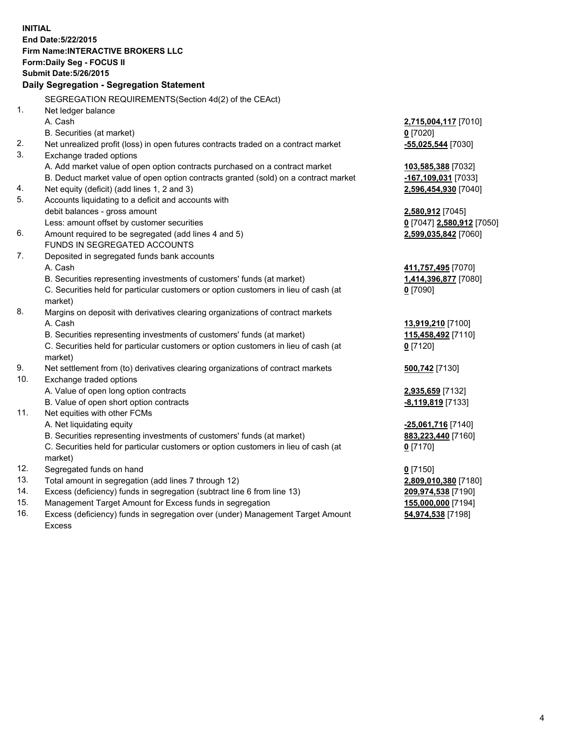**INITIAL**
**End Date:5/22/2015**
**Firm Name:INTERACTIVE BROKERS LLC**
**Form:Daily Seg - FOCUS II**
**Submit Date:5/26/2015**

## Daily Segregation - Segregation Statement

SEGREGATION REQUIREMENTS(Section 4d(2) of the CEAct)

| | | |
|---|---|---|
| 1. | Net ledger balance | |
| | A. Cash | **2,715,004,117** [7010] |
| | B. Securities (at market) | **0** [7020] |
| 2. | Net unrealized profit (loss) in open futures contracts traded on a contract market | **-55,025,544** [7030] |
| 3. | Exchange traded options | |
| | A. Add market value of open option contracts purchased on a contract market | **103,585,388** [7032] |
| | B. Deduct market value of open option contracts granted (sold) on a contract market | **-167,109,031** [7033] |
| 4. | Net equity (deficit) (add lines 1, 2 and 3) | **2,596,454,930** [7040] |
| 5. | Accounts liquidating to a deficit and accounts with debit balances - gross amount | **2,580,912** [7045] |
| | Less: amount offset by customer securities | **0** [7047] **2,580,912** [7050] |
| 6. | Amount required to be segregated (add lines 4 and 5) | **2,599,035,842** [7060] |
| | FUNDS IN SEGREGATED ACCOUNTS | |
| 7. | Deposited in segregated funds bank accounts | |
| | A. Cash | **411,757,495** [7070] |
| | B. Securities representing investments of customers' funds (at market) | **1,414,396,877** [7080] |
| | C. Securities held for particular customers or option customers in lieu of cash (at market) | **0** [7090] |
| 8. | Margins on deposit with derivatives clearing organizations of contract markets | |
| | A. Cash | **13,919,210** [7100] |
| | B. Securities representing investments of customers' funds (at market) | **115,458,492** [7110] |
| | C. Securities held for particular customers or option customers in lieu of cash (at market) | **0** [7120] |
| 9. | Net settlement from (to) derivatives clearing organizations of contract markets | **500,742** [7130] |
| 10. | Exchange traded options | |
| | A. Value of open long option contracts | **2,935,659** [7132] |
| | B. Value of open short option contracts | **-8,119,819** [7133] |
| 11. | Net equities with other FCMs | |
| | A. Net liquidating equity | **-25,061,716** [7140] |
| | B. Securities representing investments of customers' funds (at market) | **883,223,440** [7160] |
| | C. Securities held for particular customers or option customers in lieu of cash (at market) | **0** [7170] |
| 12. | Segregated funds on hand | **0** [7150] |
| 13. | Total amount in segregation (add lines 7 through 12) | **2,809,010,380** [7180] |
| 14. | Excess (deficiency) funds in segregation (subtract line 6 from line 13) | **209,974,538** [7190] |
| 15. | Management Target Amount for Excess funds in segregation | **155,000,000** [7194] |
| 16. | Excess (deficiency) funds in segregation over (under) Management Target Amount Excess | **54,974,538** [7198] |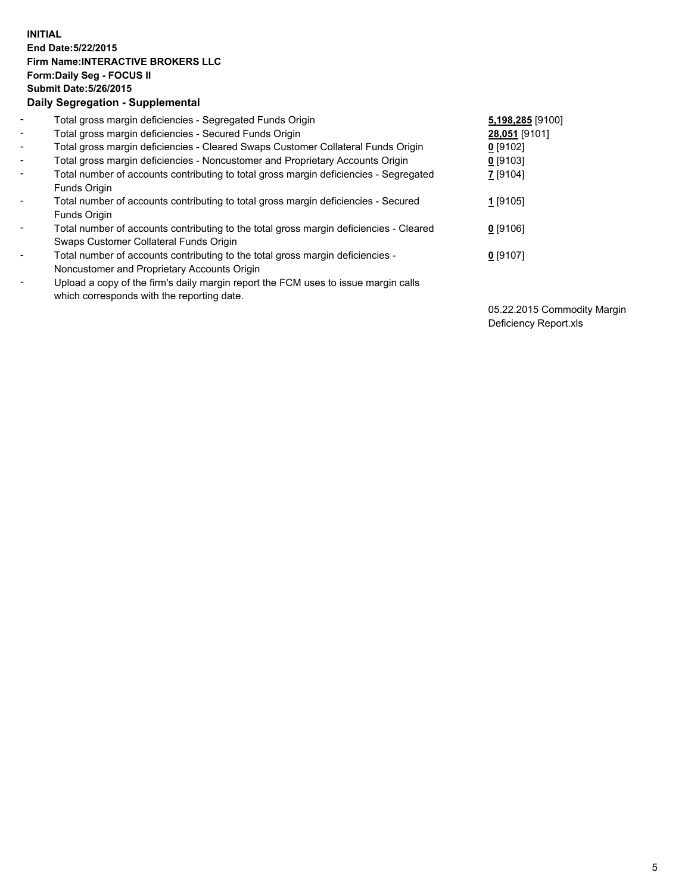**INITIAL**
**End Date:5/22/2015**
**Firm Name:INTERACTIVE BROKERS LLC**
**Form:Daily Seg - FOCUS II**
**Submit Date:5/26/2015**
**Daily Segregation - Supplemental**

- Total gross margin deficiencies - Segregated Funds Origin — **5,198,285** [9100]
- Total gross margin deficiencies - Secured Funds Origin — **28,051** [9101]
- Total gross margin deficiencies - Cleared Swaps Customer Collateral Funds Origin — **0** [9102]
- Total gross margin deficiencies - Noncustomer and Proprietary Accounts Origin — **0** [9103]
- Total number of accounts contributing to total gross margin deficiencies - Segregated Funds Origin — **7** [9104]
- Total number of accounts contributing to total gross margin deficiencies - Secured Funds Origin — **1** [9105]
- Total number of accounts contributing to the total gross margin deficiencies - Cleared Swaps Customer Collateral Funds Origin — **0** [9106]
- Total number of accounts contributing to the total gross margin deficiencies - Noncustomer and Proprietary Accounts Origin — **0** [9107]
- Upload a copy of the firm's daily margin report the FCM uses to issue margin calls which corresponds with the reporting date. — 05.22.2015 Commodity Margin Deficiency Report.xls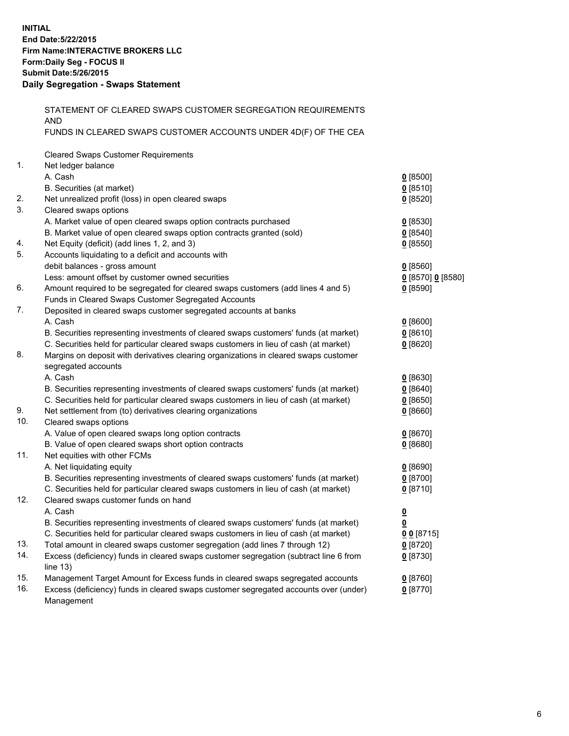**INITIAL**
**End Date:5/22/2015**
**Firm Name:INTERACTIVE BROKERS LLC**
**Form:Daily Seg - FOCUS II**
**Submit Date:5/26/2015**
**Daily Segregation - Swaps Statement**

STATEMENT OF CLEARED SWAPS CUSTOMER SEGREGATION REQUIREMENTS AND FUNDS IN CLEARED SWAPS CUSTOMER ACCOUNTS UNDER 4D(F) OF THE CEA

| | | |
|---|---|---|
| | Cleared Swaps Customer Requirements | |
| 1. | Net ledger balance | |
| | A. Cash | 0 [8500] |
| | B. Securities (at market) | 0 [8510] |
| 2. | Net unrealized profit (loss) in open cleared swaps | 0 [8520] |
| 3. | Cleared swaps options | |
| | A. Market value of open cleared swaps option contracts purchased | 0 [8530] |
| | B. Market value of open cleared swaps option contracts granted (sold) | 0 [8540] |
| 4. | Net Equity (deficit) (add lines 1, 2, and 3) | 0 [8550] |
| 5. | Accounts liquidating to a deficit and accounts with | |
| | debit balances - gross amount | 0 [8560] |
| | Less: amount offset by customer owned securities | 0 [8570] 0 [8580] |
| 6. | Amount required to be segregated for cleared swaps customers (add lines 4 and 5) | 0 [8590] |
| | Funds in Cleared Swaps Customer Segregated Accounts | |
| 7. | Deposited in cleared swaps customer segregated accounts at banks | |
| | A. Cash | 0 [8600] |
| | B. Securities representing investments of cleared swaps customers' funds (at market) | 0 [8610] |
| | C. Securities held for particular cleared swaps customers in lieu of cash (at market) | 0 [8620] |
| 8. | Margins on deposit with derivatives clearing organizations in cleared swaps customer segregated accounts | |
| | A. Cash | 0 [8630] |
| | B. Securities representing investments of cleared swaps customers' funds (at market) | 0 [8640] |
| | C. Securities held for particular cleared swaps customers in lieu of cash (at market) | 0 [8650] |
| 9. | Net settlement from (to) derivatives clearing organizations | 0 [8660] |
| 10. | Cleared swaps options | |
| | A. Value of open cleared swaps long option contracts | 0 [8670] |
| | B. Value of open cleared swaps short option contracts | 0 [8680] |
| 11. | Net equities with other FCMs | |
| | A. Net liquidating equity | 0 [8690] |
| | B. Securities representing investments of cleared swaps customers' funds (at market) | 0 [8700] |
| | C. Securities held for particular cleared swaps customers in lieu of cash (at market) | 0 [8710] |
| 12. | Cleared swaps customer funds on hand | |
| | A. Cash | 0 |
| | B. Securities representing investments of cleared swaps customers' funds (at market) | 0 |
| | C. Securities held for particular cleared swaps customers in lieu of cash (at market) | 0 0 [8715] |
| 13. | Total amount in cleared swaps customer segregation (add lines 7 through 12) | 0 [8720] |
| 14. | Excess (deficiency) funds in cleared swaps customer segregation (subtract line 6 from line 13) | 0 [8730] |
| 15. | Management Target Amount for Excess funds in cleared swaps segregated accounts | 0 [8760] |
| 16. | Excess (deficiency) funds in cleared swaps customer segregated accounts over (under) Management | 0 [8770] |